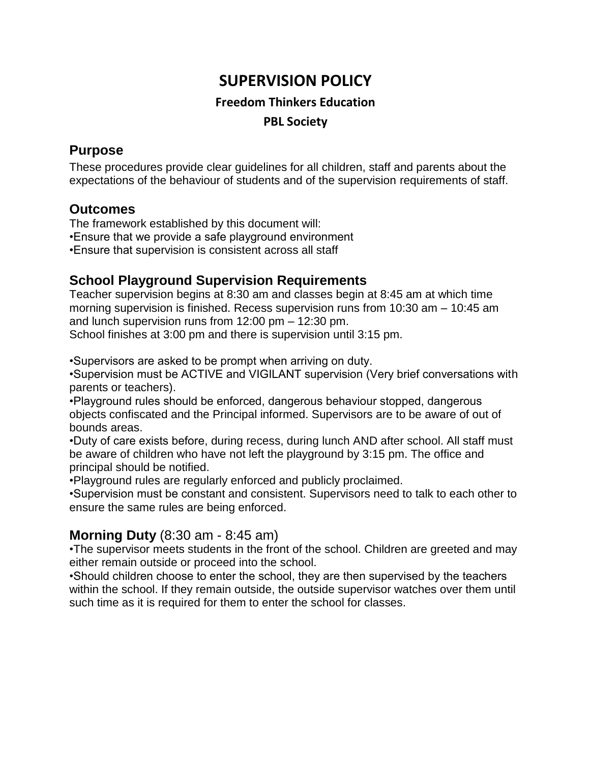# SUPERVISION POLICY

### Freedom Thinkers Education

### PBL Society

## Purpose

These procedures provide clear guidelines for all children, staff and parents about the expectations of the behaviour of students and of the supervision requirements of staff.

## Outcomes

The framework established by this document will:

- Ensure that we provide a safe playground environment
- Ensure that supervision is consistent across all staff

## School Playground Supervision Requirements

Teacher supervision begins at 8:30 am and classes begin at 8:45 am at which time morning supervision is finished. Recess supervision runs from 10:30 am – 10:45 am and lunch supervision runs from 12:00 pm – 12:30 pm.
School finishes at 3:00 pm and there is supervision until 3:15 pm.

- Supervisors are asked to be prompt when arriving on duty.
- Supervision must be ACTIVE and VIGILANT supervision (Very brief conversations with parents or teachers).
- Playground rules should be enforced, dangerous behaviour stopped, dangerous objects confiscated and the Principal informed. Supervisors are to be aware of out of bounds areas.
- Duty of care exists before, during recess, during lunch AND after school. All staff must be aware of children who have not left the playground by 3:15 pm. The office and principal should be notified.
- Playground rules are regularly enforced and publicly proclaimed.
- Supervision must be constant and consistent. Supervisors need to talk to each other to ensure the same rules are being enforced.

## **Morning Duty** (8:30 am - 8:45 am)

- The supervisor meets students in the front of the school. Children are greeted and may either remain outside or proceed into the school.
- Should children choose to enter the school, they are then supervised by the teachers within the school. If they remain outside, the outside supervisor watches over them until such time as it is required for them to enter the school for classes.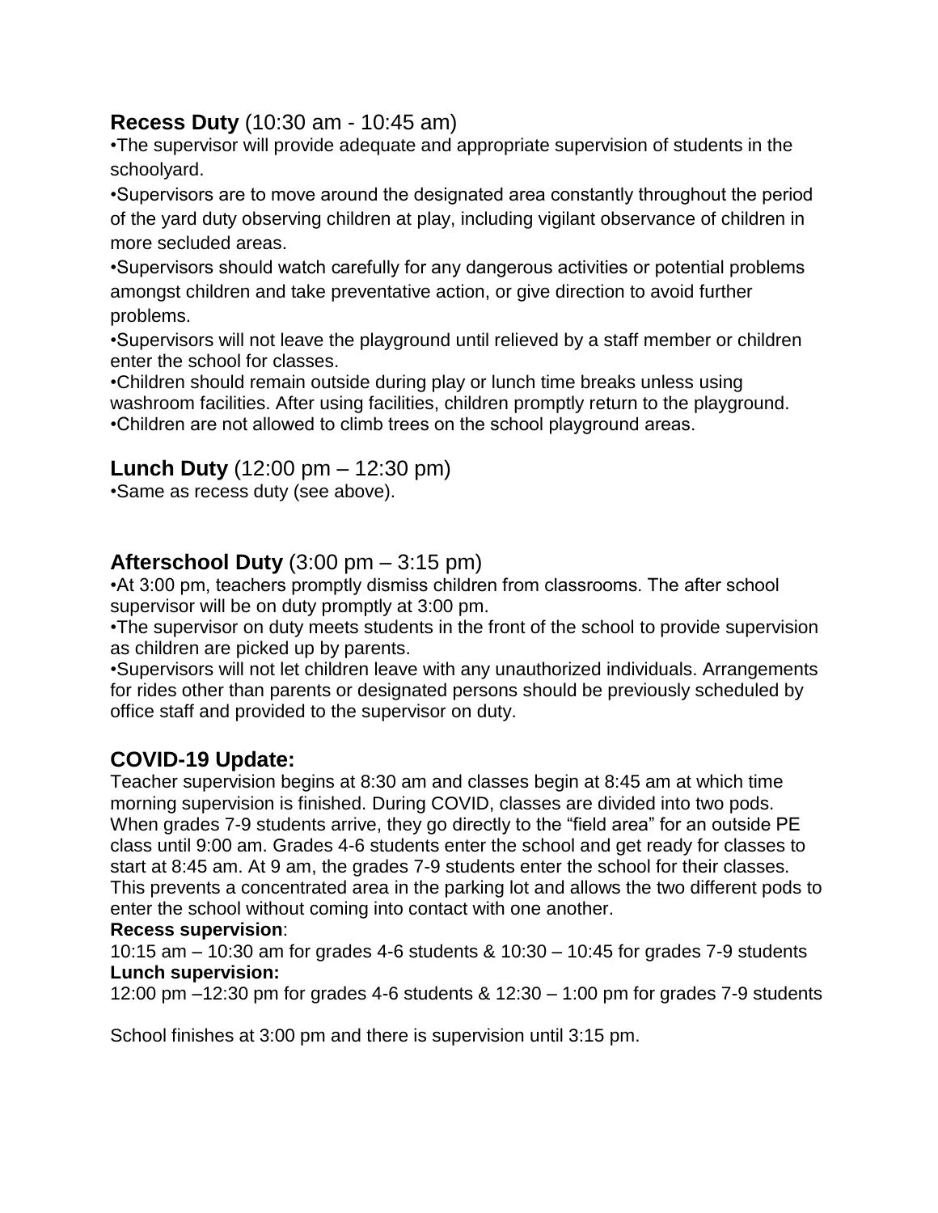## **Recess Duty** (10:30 am - 10:45 am)

•The supervisor will provide adequate and appropriate supervision of students in the schoolyard.

•Supervisors are to move around the designated area constantly throughout the period of the yard duty observing children at play, including vigilant observance of children in more secluded areas.

•Supervisors should watch carefully for any dangerous activities or potential problems amongst children and take preventative action, or give direction to avoid further problems.

•Supervisors will not leave the playground until relieved by a staff member or children enter the school for classes.

•Children should remain outside during play or lunch time breaks unless using washroom facilities. After using facilities, children promptly return to the playground.

•Children are not allowed to climb trees on the school playground areas.

## **Lunch Duty** (12:00 pm – 12:30 pm)

•Same as recess duty (see above).

## **Afterschool Duty** (3:00 pm – 3:15 pm)

•At 3:00 pm, teachers promptly dismiss children from classrooms. The after school supervisor will be on duty promptly at 3:00 pm.

•The supervisor on duty meets students in the front of the school to provide supervision as children are picked up by parents.

•Supervisors will not let children leave with any unauthorized individuals. Arrangements for rides other than parents or designated persons should be previously scheduled by office staff and provided to the supervisor on duty.

## **COVID-19 Update:**

Teacher supervision begins at 8:30 am and classes begin at 8:45 am at which time morning supervision is finished. During COVID, classes are divided into two pods. When grades 7-9 students arrive, they go directly to the "field area" for an outside PE class until 9:00 am. Grades 4-6 students enter the school and get ready for classes to start at 8:45 am. At 9 am, the grades 7-9 students enter the school for their classes. This prevents a concentrated area in the parking lot and allows the two different pods to enter the school without coming into contact with one another.

**Recess supervision**:

10:15 am – 10:30 am for grades 4-6 students & 10:30 – 10:45 for grades 7-9 students

**Lunch supervision:**

12:00 pm –12:30 pm for grades 4-6 students & 12:30 – 1:00 pm for grades 7-9 students

School finishes at 3:00 pm and there is supervision until 3:15 pm.